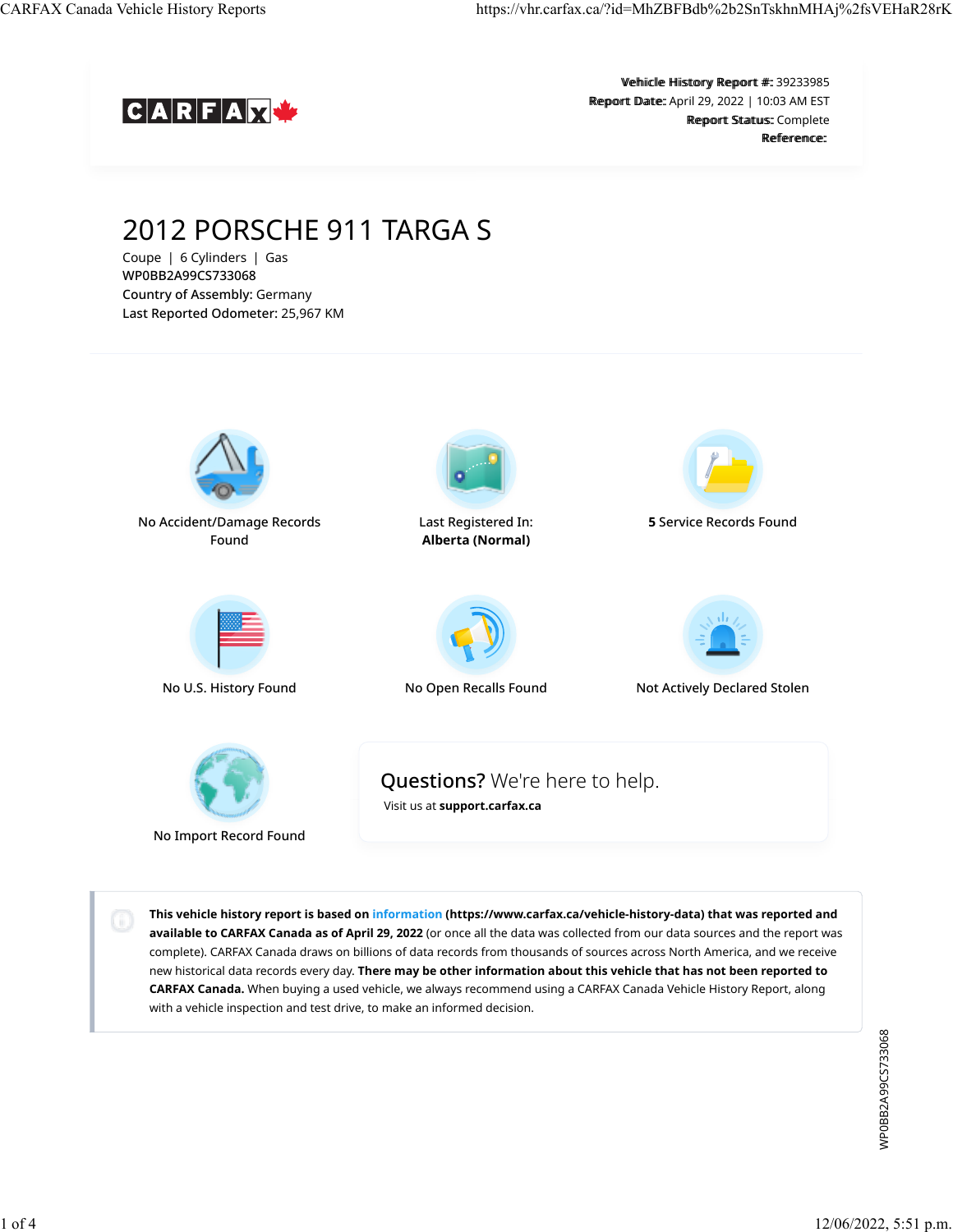**Vehicle History Report #:** 39233985
**Report Date:** April 29, 2022 | 10:03 AM EST
**Report Status:** Complete
**Reference:**

# 2012 PORSCHE 911 TARGA S

Coupe | 6 Cylinders | Gas
WP0BB2A99CS733068
**Country of Assembly:** Germany
**Last Reported Odometer:** 25,967 KM

No Accident/Damage Records Found

Last Registered In: **Alberta (Normal)**

**5** Service Records Found

No U.S. History Found

No Open Recalls Found

Not Actively Declared Stolen

No Import Record Found

**Questions?** We're here to help.
Visit us at **support.carfax.ca**

**This vehicle history report is based on information (https://www.carfax.ca/vehicle-history-data) that was reported and available to CARFAX Canada as of April 29, 2022** (or once all the data was collected from our data sources and the report was complete). CARFAX Canada draws on billions of data records from thousands of sources across North America, and we receive new historical data records every day. **There may be other information about this vehicle that has not been reported to CARFAX Canada.** When buying a used vehicle, we always recommend using a CARFAX Canada Vehicle History Report, along with a vehicle inspection and test drive, to make an informed decision.

WP0BB2A99CS733068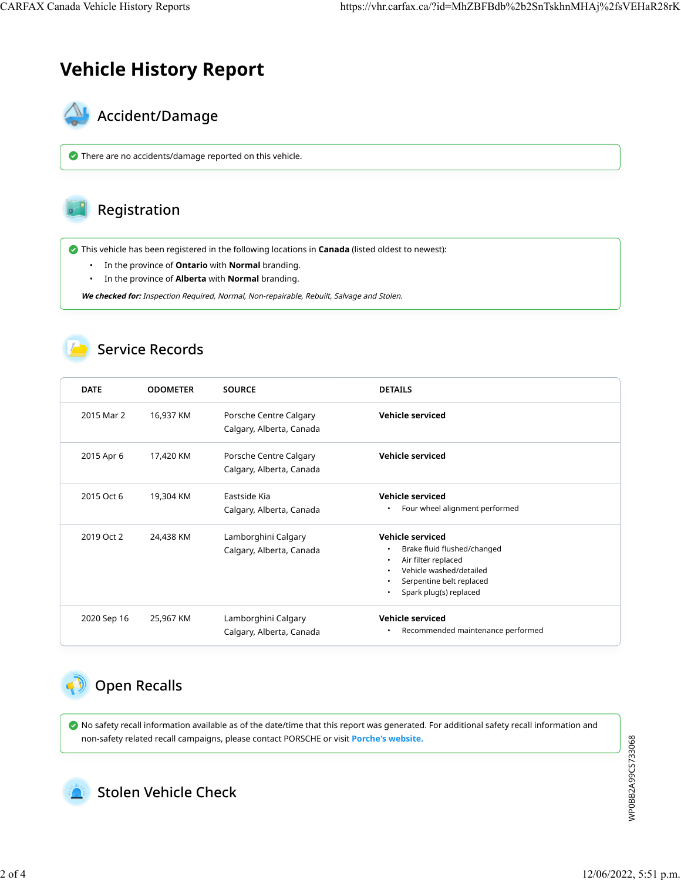# Vehicle History Report

## Accident/Damage

There are no accidents/damage reported on this vehicle.

## Registration

This vehicle has been registered in the following locations in **Canada** (listed oldest to newest):

- In the province of **Ontario** with **Normal** branding.
- In the province of **Alberta** with **Normal** branding.

***We checked for:*** *Inspection Required, Normal, Non-repairable, Rebuilt, Salvage and Stolen.*

## Service Records

| DATE | ODOMETER | SOURCE | DETAILS |
|---|---|---|---|
| 2015 Mar 2 | 16,937 KM | Porsche Centre Calgary<br>Calgary, Alberta, Canada | **Vehicle serviced** |
| 2015 Apr 6 | 17,420 KM | Porsche Centre Calgary<br>Calgary, Alberta, Canada | **Vehicle serviced** |
| 2015 Oct 6 | 19,304 KM | Eastside Kia<br>Calgary, Alberta, Canada | **Vehicle serviced**<br>• Four wheel alignment performed |
| 2019 Oct 2 | 24,438 KM | Lamborghini Calgary<br>Calgary, Alberta, Canada | **Vehicle serviced**<br>• Brake fluid flushed/changed<br>• Air filter replaced<br>• Vehicle washed/detailed<br>• Serpentine belt replaced<br>• Spark plug(s) replaced |
| 2020 Sep 16 | 25,967 KM | Lamborghini Calgary<br>Calgary, Alberta, Canada | **Vehicle serviced**<br>• Recommended maintenance performed |

## Open Recalls

No safety recall information available as of the date/time that this report was generated. For additional safety recall information and non-safety related recall campaigns, please contact PORSCHE or visit **Porche's website.**

## Stolen Vehicle Check

WP0BB2A99CS733068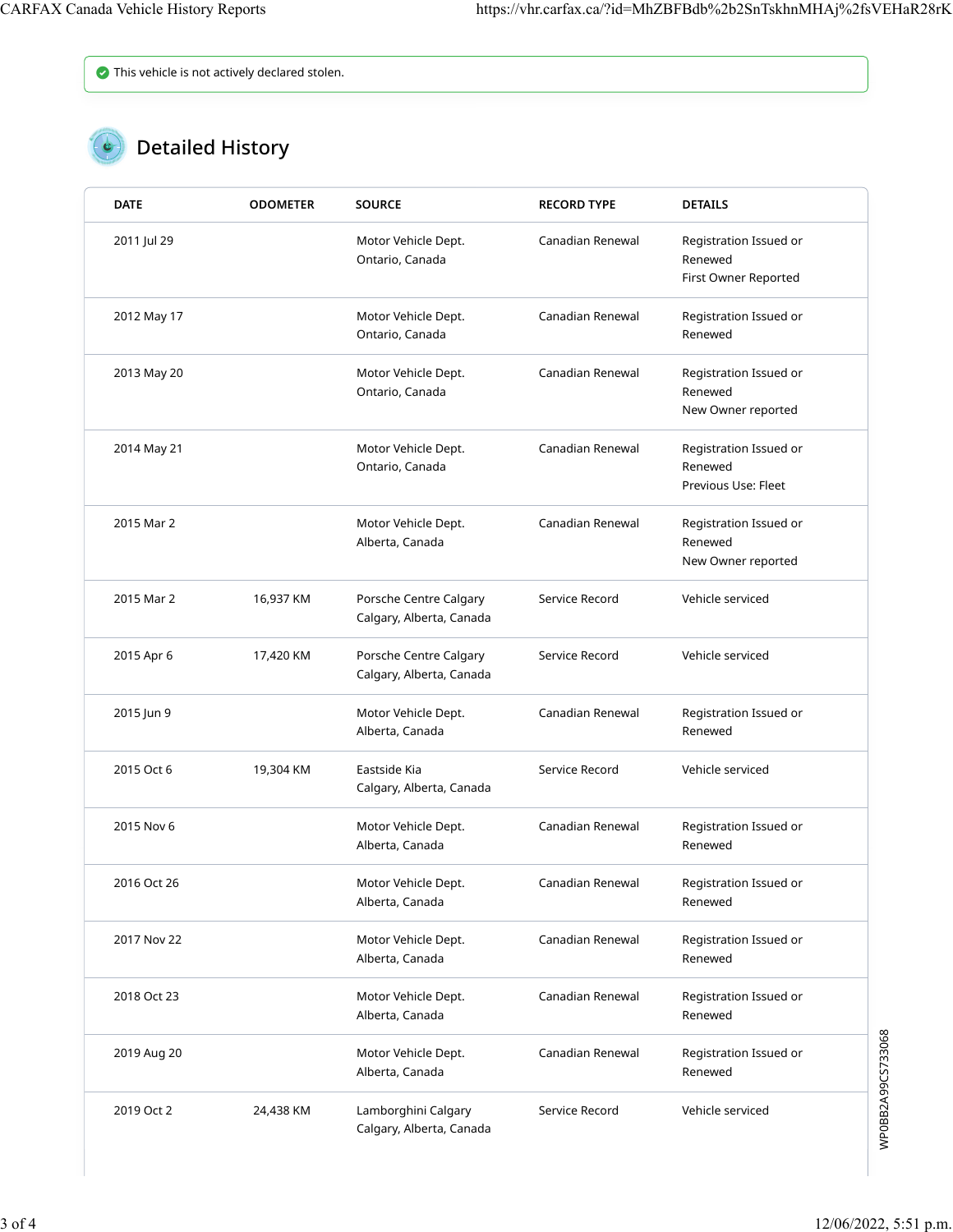This vehicle is not actively declared stolen.

## Detailed History

| DATE | ODOMETER | SOURCE | RECORD TYPE | DETAILS |
|---|---|---|---|---|
| 2011 Jul 29 | | Motor Vehicle Dept.<br>Ontario, Canada | Canadian Renewal | Registration Issued or Renewed<br>First Owner Reported |
| 2012 May 17 | | Motor Vehicle Dept.<br>Ontario, Canada | Canadian Renewal | Registration Issued or Renewed |
| 2013 May 20 | | Motor Vehicle Dept.<br>Ontario, Canada | Canadian Renewal | Registration Issued or Renewed<br>New Owner reported |
| 2014 May 21 | | Motor Vehicle Dept.<br>Ontario, Canada | Canadian Renewal | Registration Issued or Renewed<br>Previous Use: Fleet |
| 2015 Mar 2 | | Motor Vehicle Dept.<br>Alberta, Canada | Canadian Renewal | Registration Issued or Renewed<br>New Owner reported |
| 2015 Mar 2 | 16,937 KM | Porsche Centre Calgary<br>Calgary, Alberta, Canada | Service Record | Vehicle serviced |
| 2015 Apr 6 | 17,420 KM | Porsche Centre Calgary<br>Calgary, Alberta, Canada | Service Record | Vehicle serviced |
| 2015 Jun 9 | | Motor Vehicle Dept.<br>Alberta, Canada | Canadian Renewal | Registration Issued or Renewed |
| 2015 Oct 6 | 19,304 KM | Eastside Kia<br>Calgary, Alberta, Canada | Service Record | Vehicle serviced |
| 2015 Nov 6 | | Motor Vehicle Dept.<br>Alberta, Canada | Canadian Renewal | Registration Issued or Renewed |
| 2016 Oct 26 | | Motor Vehicle Dept.<br>Alberta, Canada | Canadian Renewal | Registration Issued or Renewed |
| 2017 Nov 22 | | Motor Vehicle Dept.<br>Alberta, Canada | Canadian Renewal | Registration Issued or Renewed |
| 2018 Oct 23 | | Motor Vehicle Dept.<br>Alberta, Canada | Canadian Renewal | Registration Issued or Renewed |
| 2019 Aug 20 | | Motor Vehicle Dept.<br>Alberta, Canada | Canadian Renewal | Registration Issued or Renewed |
| 2019 Oct 2 | 24,438 KM | Lamborghini Calgary<br>Calgary, Alberta, Canada | Service Record | Vehicle serviced |

WP0BB2A99CS733068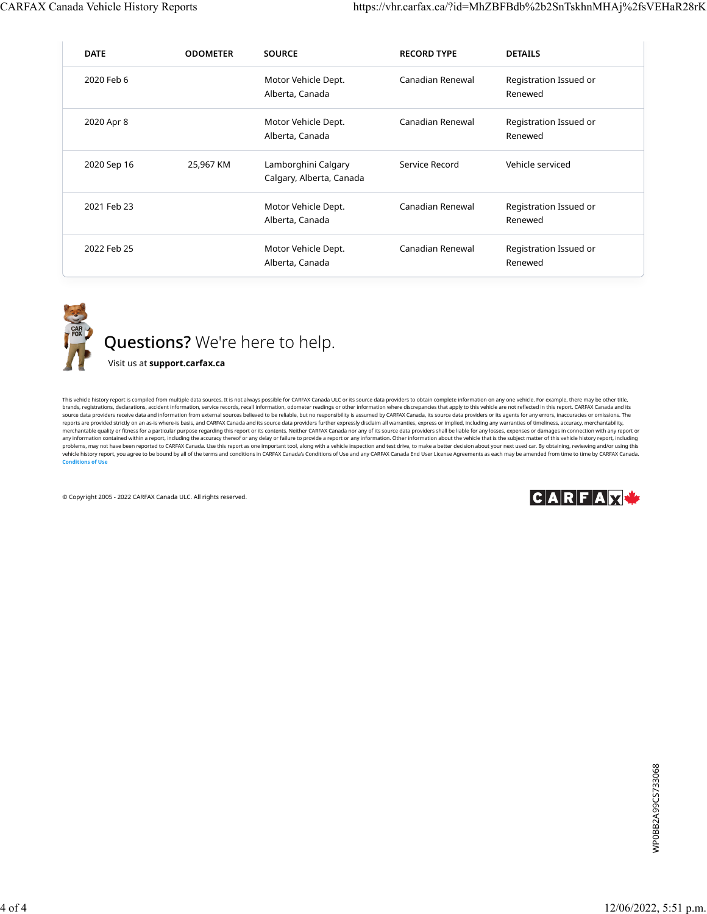| DATE | ODOMETER | SOURCE | RECORD TYPE | DETAILS |
| --- | --- | --- | --- | --- |
| 2020 Feb 6 | | Motor Vehicle Dept. Alberta, Canada | Canadian Renewal | Registration Issued or Renewed |
| 2020 Apr 8 | | Motor Vehicle Dept. Alberta, Canada | Canadian Renewal | Registration Issued or Renewed |
| 2020 Sep 16 | 25,967 KM | Lamborghini Calgary Calgary, Alberta, Canada | Service Record | Vehicle serviced |
| 2021 Feb 23 | | Motor Vehicle Dept. Alberta, Canada | Canadian Renewal | Registration Issued or Renewed |
| 2022 Feb 25 | | Motor Vehicle Dept. Alberta, Canada | Canadian Renewal | Registration Issued or Renewed |

## **Questions?** We're here to help.

Visit us at **support.carfax.ca**

This vehicle history report is compiled from multiple data sources. It is not always possible for CARFAX Canada ULC or its source data providers to obtain complete information on any one vehicle. For example, there may be other title, brands, registrations, declarations, accident information, service records, recall information, odometer readings or other information where discrepancies that apply to this vehicle are not reflected in this report. CARFAX Canada and its source data providers receive data and information from external sources believed to be reliable, but no responsibility is assumed by CARFAX Canada, its source data providers or its agents for any errors, inaccuracies or omissions. The reports are provided strictly on an as-is where-is basis, and CARFAX Canada and its source data providers further expressly disclaim all warranties, express or implied, including any warranties of timeliness, accuracy, merchantability, merchantable quality or fitness for a particular purpose regarding this report or its contents. Neither CARFAX Canada nor any of its source data providers shall be liable for any losses, expenses or damages in connection with any report or any information contained within a report, including the accuracy thereof or any delay or failure to provide a report or any information. Other information about the vehicle that is the subject matter of this vehicle history report, including problems, may not have been reported to CARFAX Canada. Use this report as one important tool, along with a vehicle inspection and test drive, to make a better decision about your next used car. By obtaining, reviewing and/or using this vehicle history report, you agree to be bound by all of the terms and conditions in CARFAX Canada's Conditions of Use and any CARFAX Canada End User License Agreements as each may be amended from time to time by CARFAX Canada. Conditions of Use

© Copyright 2005 - 2022 CARFAX Canada ULC. All rights reserved.

WP0BB2A99CS733068